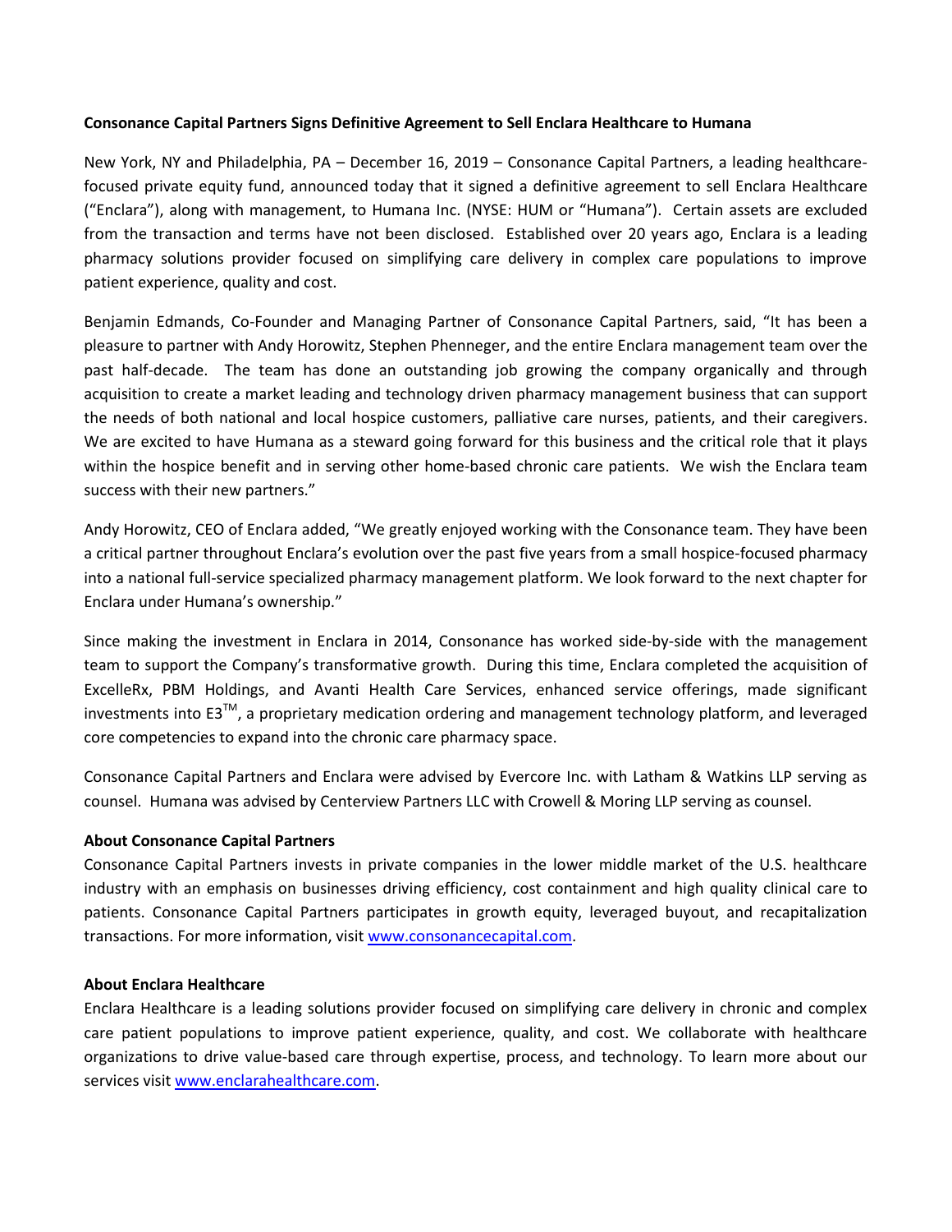**Consonance Capital Partners Signs Definitive Agreement to Sell Enclara Healthcare to Humana**

New York, NY and Philadelphia, PA – December 16, 2019 – Consonance Capital Partners, a leading healthcare-focused private equity fund, announced today that it signed a definitive agreement to sell Enclara Healthcare ("Enclara"), along with management, to Humana Inc. (NYSE: HUM or "Humana"). Certain assets are excluded from the transaction and terms have not been disclosed. Established over 20 years ago, Enclara is a leading pharmacy solutions provider focused on simplifying care delivery in complex care populations to improve patient experience, quality and cost.

Benjamin Edmands, Co-Founder and Managing Partner of Consonance Capital Partners, said, "It has been a pleasure to partner with Andy Horowitz, Stephen Phenneger, and the entire Enclara management team over the past half-decade. The team has done an outstanding job growing the company organically and through acquisition to create a market leading and technology driven pharmacy management business that can support the needs of both national and local hospice customers, palliative care nurses, patients, and their caregivers. We are excited to have Humana as a steward going forward for this business and the critical role that it plays within the hospice benefit and in serving other home-based chronic care patients. We wish the Enclara team success with their new partners."

Andy Horowitz, CEO of Enclara added, "We greatly enjoyed working with the Consonance team. They have been a critical partner throughout Enclara's evolution over the past five years from a small hospice-focused pharmacy into a national full-service specialized pharmacy management platform. We look forward to the next chapter for Enclara under Humana's ownership."

Since making the investment in Enclara in 2014, Consonance has worked side-by-side with the management team to support the Company's transformative growth. During this time, Enclara completed the acquisition of ExcelleRx, PBM Holdings, and Avanti Health Care Services, enhanced service offerings, made significant investments into E3™, a proprietary medication ordering and management technology platform, and leveraged core competencies to expand into the chronic care pharmacy space.

Consonance Capital Partners and Enclara were advised by Evercore Inc. with Latham & Watkins LLP serving as counsel. Humana was advised by Centerview Partners LLC with Crowell & Moring LLP serving as counsel.

**About Consonance Capital Partners**

Consonance Capital Partners invests in private companies in the lower middle market of the U.S. healthcare industry with an emphasis on businesses driving efficiency, cost containment and high quality clinical care to patients. Consonance Capital Partners participates in growth equity, leveraged buyout, and recapitalization transactions. For more information, visit [www.consonancecapital.com](www.consonancecapital.com).

**About Enclara Healthcare**

Enclara Healthcare is a leading solutions provider focused on simplifying care delivery in chronic and complex care patient populations to improve patient experience, quality, and cost. We collaborate with healthcare organizations to drive value-based care through expertise, process, and technology. To learn more about our services visit [www.enclarahealthcare.com](www.enclarahealthcare.com).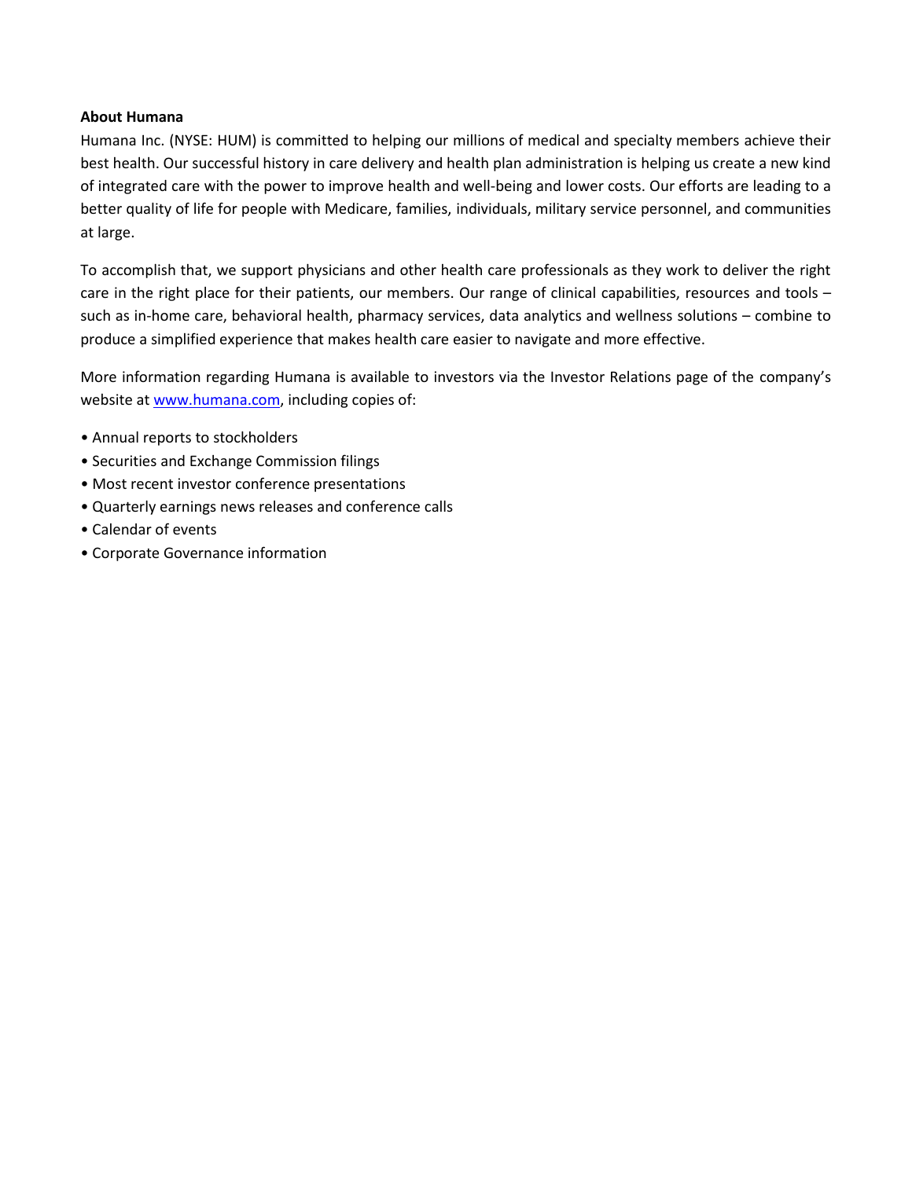**About Humana**

Humana Inc. (NYSE: HUM) is committed to helping our millions of medical and specialty members achieve their best health. Our successful history in care delivery and health plan administration is helping us create a new kind of integrated care with the power to improve health and well-being and lower costs. Our efforts are leading to a better quality of life for people with Medicare, families, individuals, military service personnel, and communities at large.

To accomplish that, we support physicians and other health care professionals as they work to deliver the right care in the right place for their patients, our members. Our range of clinical capabilities, resources and tools – such as in-home care, behavioral health, pharmacy services, data analytics and wellness solutions – combine to produce a simplified experience that makes health care easier to navigate and more effective.

More information regarding Humana is available to investors via the Investor Relations page of the company's website at [www.humana.com](http://www.humana.com), including copies of:

- Annual reports to stockholders
- Securities and Exchange Commission filings
- Most recent investor conference presentations
- Quarterly earnings news releases and conference calls
- Calendar of events
- Corporate Governance information